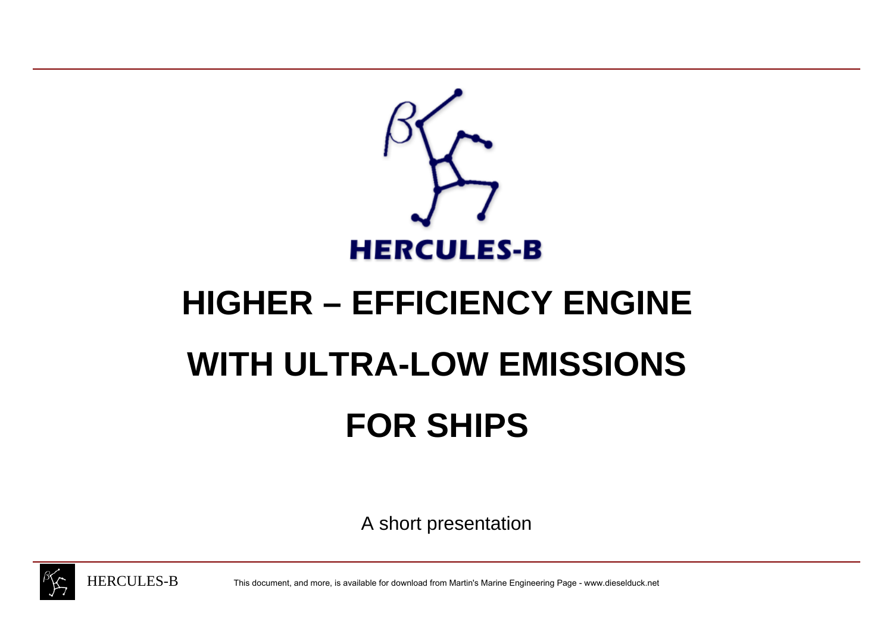HERCULES-B

# HIGHER – EFFICIENCY ENGINE

# WITH ULTRA-LOW EMISSIONS

# FOR SHIPS

A short presentation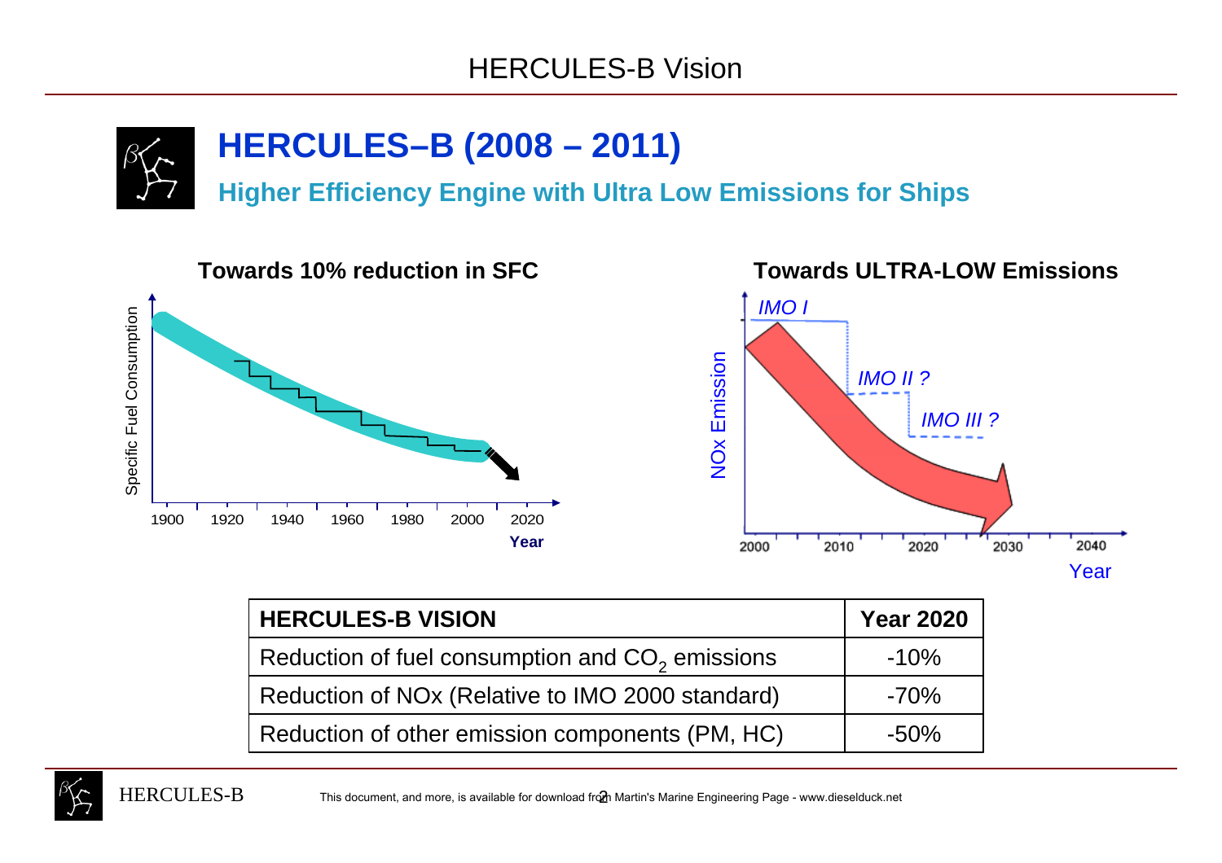# HERCULES-B Vision

## HERCULES–B (2008 – 2011)

### Higher Efficiency Engine with Ultra Low Emissions for Ships

**Towards 10% reduction in SFC**

**Towards ULTRA-LOW Emissions**

| HERCULES-B VISION | Year 2020 |
|---|---|
| Reduction of fuel consumption and $CO_2$ emissions | -10% |
| Reduction of NOx (Relative to IMO 2000 standard) | -70% |
| Reduction of other emission components (PM, HC) | -50% |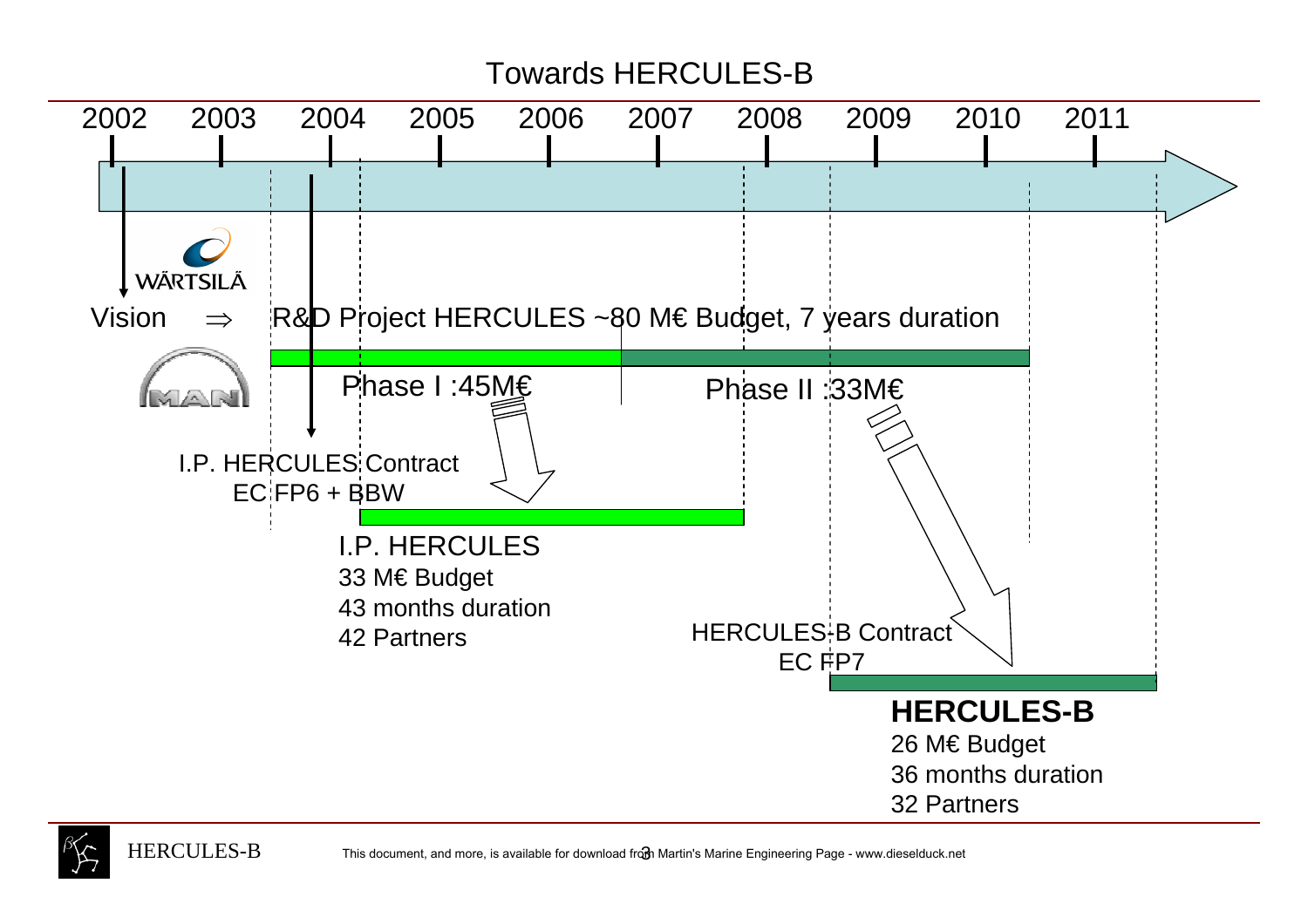# Towards HERCULES-B

2002 2003 2004 2005 2006 2007 2008 2009 2010 2011

WÄRTSILÄ

Vision ⇒ R&D Project HERCULES ~80 M€ Budget, 7 years duration

Phase I :45M€

Phase II :33M€

MAN

I.P. HERCULES Contract
EC FP6 + BBW

I.P. HERCULES
33 M€ Budget
43 months duration
42 Partners

HERCULES-B Contract
EC FP7

**HERCULES-B**
26 M€ Budget
36 months duration
32 Partners

This document, and more, is available for download from Martin's Marine Engineering Page - www.dieselduck.net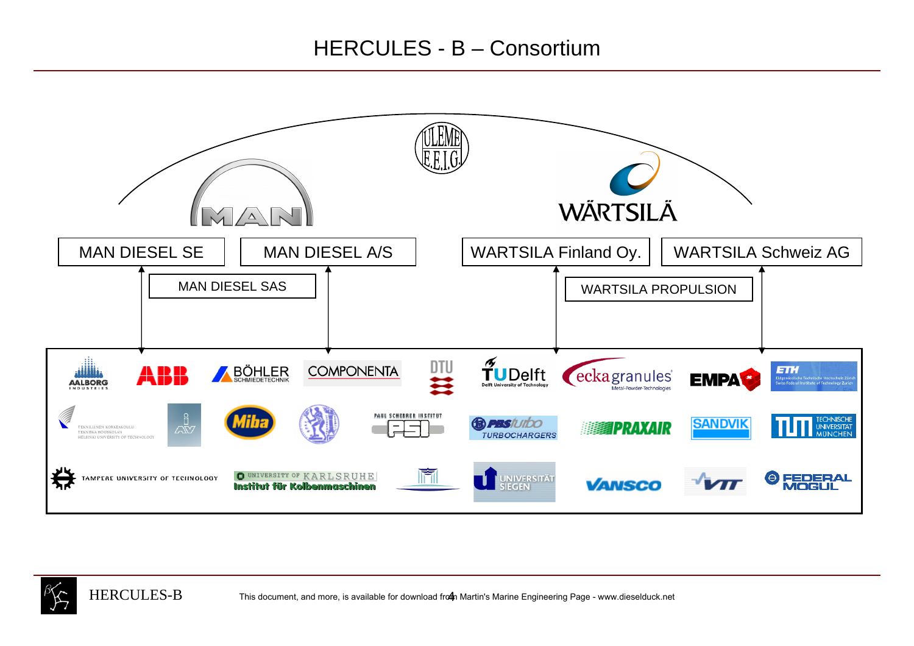# HERCULES - B – Consortium

ULEME E.E.I.G.

MAN

WÄRTSILÄ

MAN DIESEL SE

MAN DIESEL A/S

MAN DIESEL SAS

WARTSILA Finland Oy.

WARTSILA Schweiz AG

WARTSILA PROPULSION

AALBORG INDUSTRIES, ABB, BÖHLER SCHMIEDETECHNIK, COMPONENTA, DTU, TU Delft (Delft University of Technology), eckagranules (Metal-Powder-Technologies), EMPA, ETH (Eidgenössische Technische Hochschule Zürich, Swiss Federal Institute of Technology Zurich)

Teknillinen Korkeakoulu / Tekniska Högskolan / Helsinki University of Technology, AV, Miba, PAUL SCHERRER INSTITUT PSI, PBS turbo TURBOCHARGERS, PRAXAIR, SANDVIK, TUM (Technische Universität München)

Tampere University of Technology, University of Karlsruhe Institut für Kolbenmaschinen, Universität Siegen, VANSCO, VTT, FEDERAL MOGUL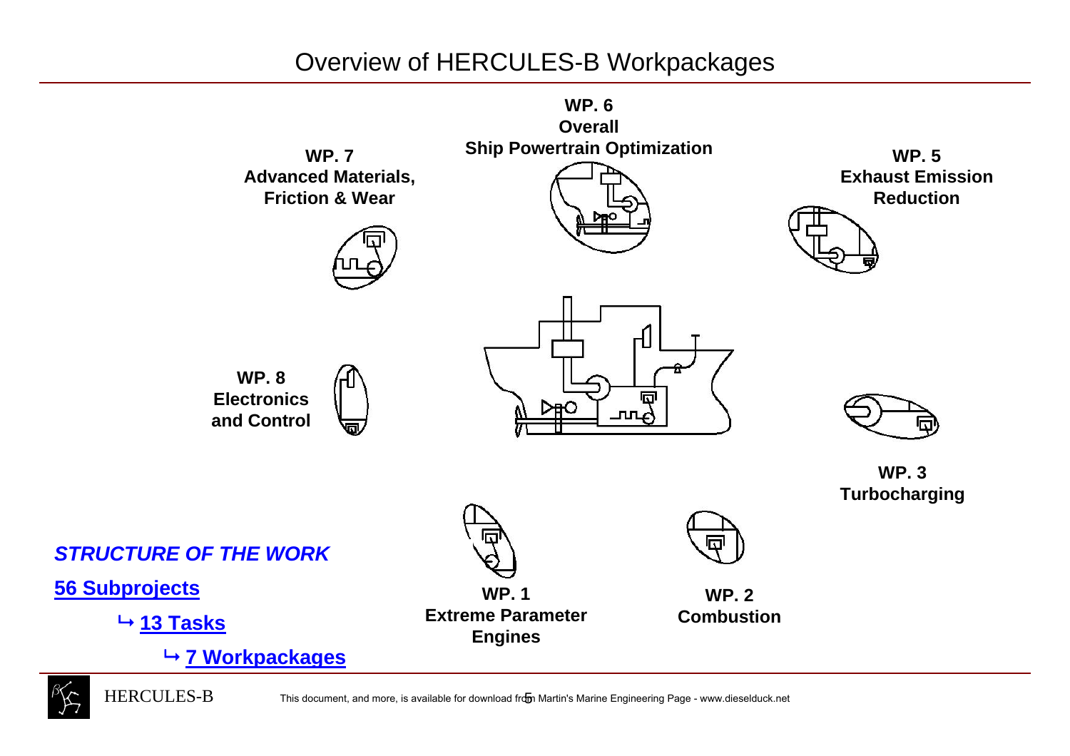# Overview of HERCULES-B Workpackages

**WP. 6**
**Overall**
**Ship Powertrain Optimization**

**WP. 7**
**Advanced Materials,**
**Friction & Wear**

**WP. 5**
**Exhaust Emission**
**Reduction**

**WP. 8**
**Electronics**
**and Control**

**WP. 3**
**Turbocharging**

**WP. 1**
**Extreme Parameter**
**Engines**

**WP. 2**
**Combustion**

***STRUCTURE OF THE WORK***

**56 Subprojects**

↳ **13 Tasks**

↳ **7 Workpackages**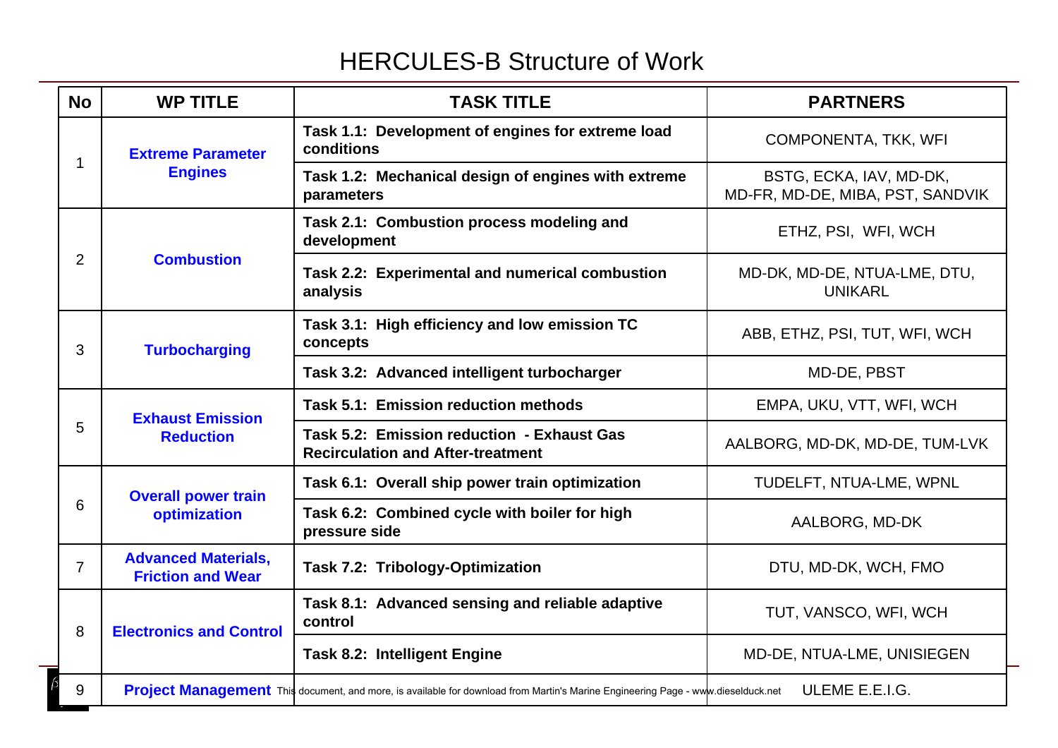# HERCULES-B Structure of Work

| No | WP TITLE | TASK TITLE | PARTNERS |
|---|---|---|---|
| 1 | **Extreme Parameter Engines** | **Task 1.1: Development of engines for extreme load conditions** | COMPONENTA, TKK, WFI |
| | | **Task 1.2: Mechanical design of engines with extreme parameters** | BSTG, ECKA, IAV, MD-DK, MD-FR, MD-DE, MIBA, PST, SANDVIK |
| 2 | **Combustion** | **Task 2.1: Combustion process modeling and development** | ETHZ, PSI, WFI, WCH |
| | | **Task 2.2: Experimental and numerical combustion analysis** | MD-DK, MD-DE, NTUA-LME, DTU, UNIKARL |
| 3 | **Turbocharging** | **Task 3.1: High efficiency and low emission TC concepts** | ABB, ETHZ, PSI, TUT, WFI, WCH |
| | | **Task 3.2: Advanced intelligent turbocharger** | MD-DE, PBST |
| 5 | **Exhaust Emission Reduction** | **Task 5.1: Emission reduction methods** | EMPA, UKU, VTT, WFI, WCH |
| | | **Task 5.2: Emission reduction - Exhaust Gas Recirculation and After-treatment** | AALBORG, MD-DK, MD-DE, TUM-LVK |
| 6 | **Overall power train optimization** | **Task 6.1: Overall ship power train optimization** | TUDELFT, NTUA-LME, WPNL |
| | | **Task 6.2: Combined cycle with boiler for high pressure side** | AALBORG, MD-DK |
| 7 | **Advanced Materials, Friction and Wear** | **Task 7.2: Tribology-Optimization** | DTU, MD-DK, WCH, FMO |
| 8 | **Electronics and Control** | **Task 8.1: Advanced sensing and reliable adaptive control** | TUT, VANSCO, WFI, WCH |
| | | **Task 8.2: Intelligent Engine** | MD-DE, NTUA-LME, UNISIEGEN |
| 9 | **Project Management** | | ULEME E.E.I.G. |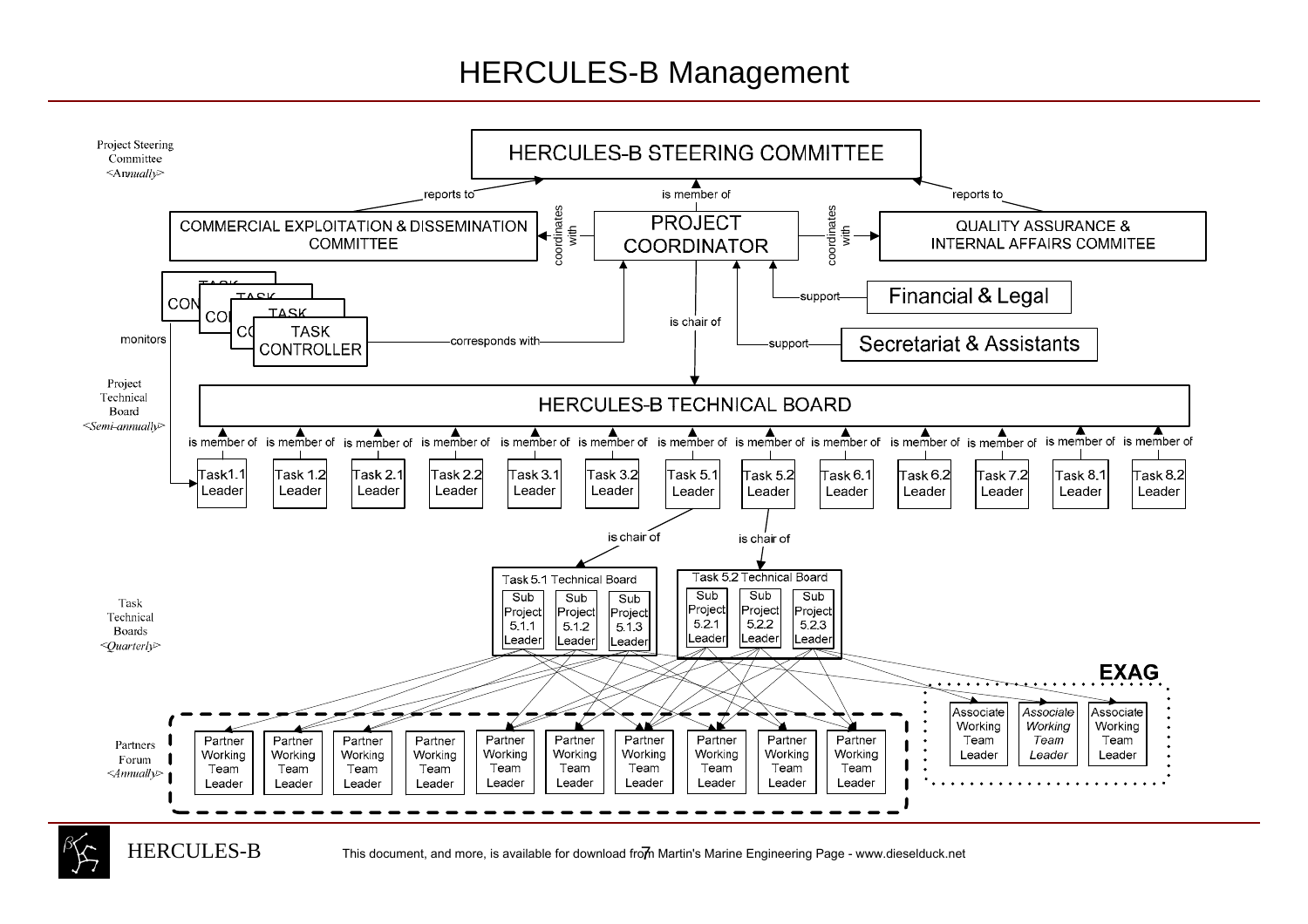# HERCULES-B Management

Project Steering Committee <Annually>

**HERCULES-B STEERING COMMITTEE**

- COMMERCIAL EXPLOITATION & DISSEMINATION COMMITTEE — reports to — HERCULES-B STEERING COMMITTEE
- PROJECT COORDINATOR — is member of — HERCULES-B STEERING COMMITTEE
- QUALITY ASSURANCE & INTERNAL AFFAIRS COMMITEE — reports to — HERCULES-B STEERING COMMITTEE
- PROJECT COORDINATOR — coordinates with — COMMERCIAL EXPLOITATION & DISSEMINATION COMMITTEE
- PROJECT COORDINATOR — coordinates with — QUALITY ASSURANCE & INTERNAL AFFAIRS COMMITEE
- Financial & Legal — support — PROJECT COORDINATOR
- Secretariat & Assistants — support — PROJECT COORDINATOR
- TASK CONTROLLER — corresponds with — PROJECT COORDINATOR
- TASK CONTROLLER — monitors — Task Leaders
- PROJECT COORDINATOR — is chair of — HERCULES-B TECHNICAL BOARD

Project Technical Board <Semi-annually>

**HERCULES-B TECHNICAL BOARD**

Is member of: Task1.1 Leader, Task 1.2 Leader, Task 2.1 Leader, Task 2.2 Leader, Task 3.1 Leader, Task 3.2 Leader, Task 5.1 Leader, Task 5.2 Leader, Task 6.1 Leader, Task 6.2 Leader, Task 7.2 Leader, Task 8.1 Leader, Task 8.2 Leader

- Task 5.1 Leader — is chair of — Task 5.1 Technical Board
- Task 5.2 Leader — is chair of — Task 5.2 Technical Board

Task Technical Boards <Quarterly>

- Task 5.1 Technical Board: Sub Project 5.1.1 Leader, Sub Project 5.1.2 Leader, Sub Project 5.1.3 Leader
- Task 5.2 Technical Board: Sub Project 5.2.1 Leader, Sub Project 5.2.2 Leader, Sub Project 5.2.3 Leader

Partners Forum <Annually>

- Partner Working Team Leader (×10)

EXAG

- Associate Working Team Leader (×3)

This document, and more, is available for download from Martin's Marine Engineering Page - www.dieselduck.net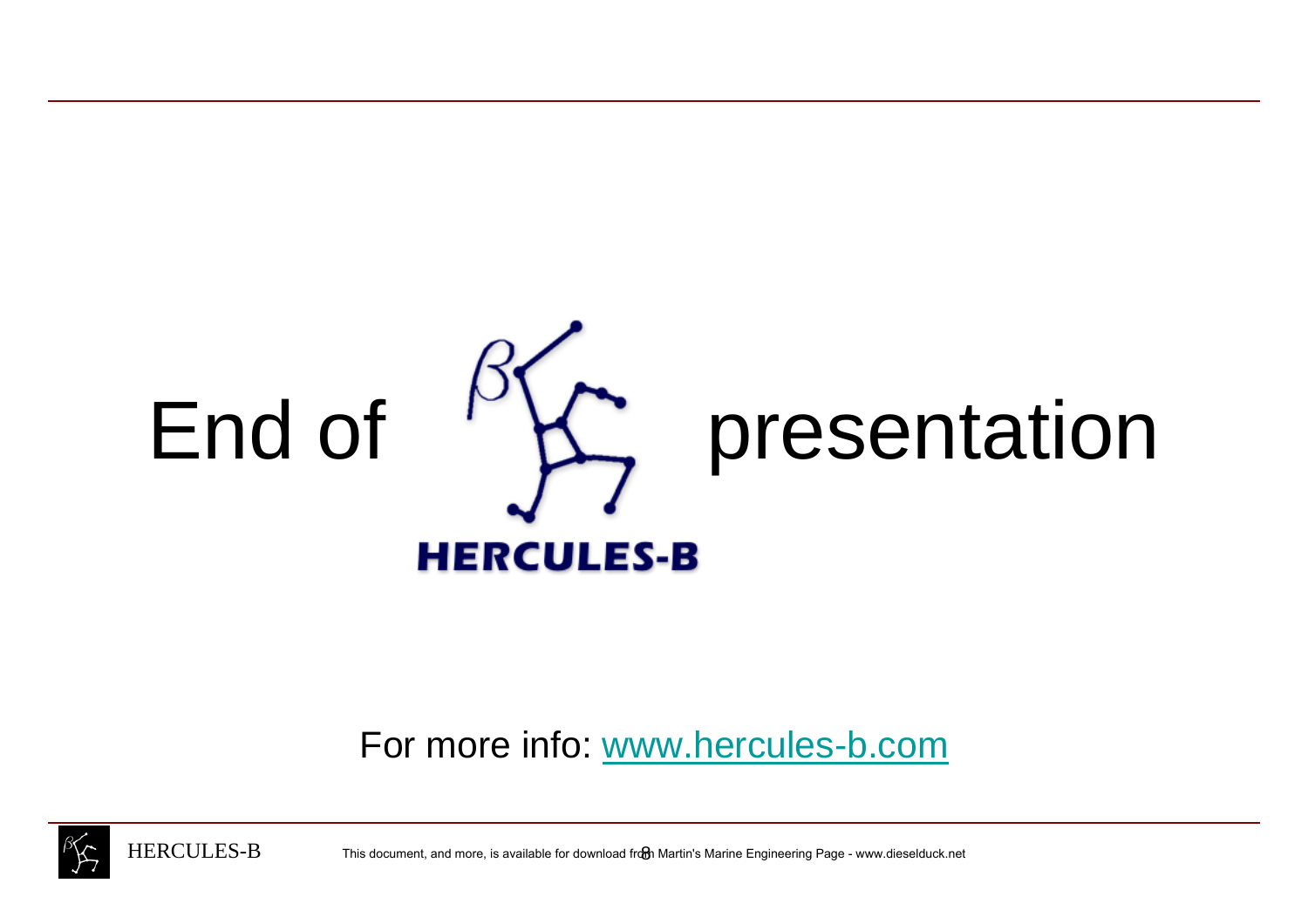# End of presentation

HERCULES-B

For more info: [www.hercules-b.com](http://www.hercules-b.com)